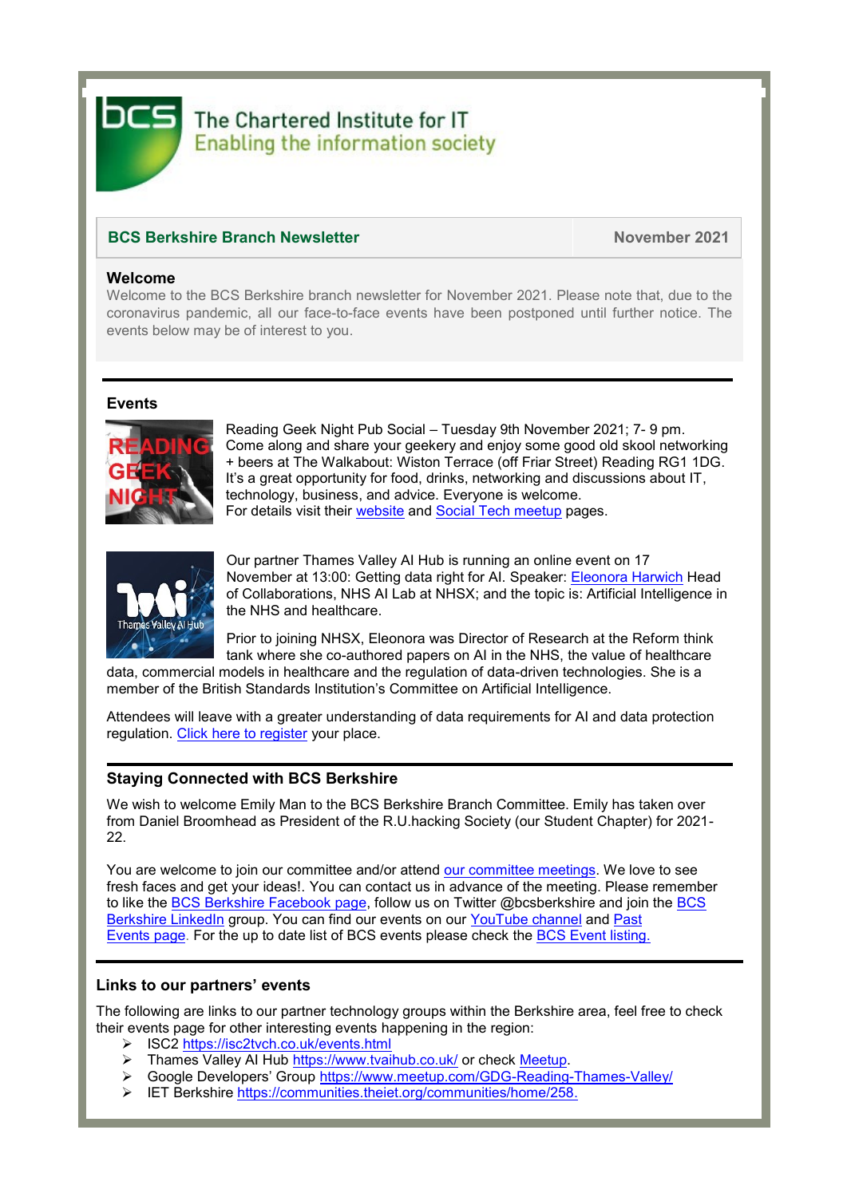The Chartered Institute for IT
Enabling the information society

| BCS Berkshire Branch Newsletter | November 2021 |
| --- | --- |

### Welcome

Welcome to the BCS Berkshire branch newsletter for November 2021. Please note that, due to the coronavirus pandemic, all our face-to-face events have been postponed until further notice. The events below may be of interest to you.

---

### Events

Reading Geek Night Pub Social – Tuesday 9th November 2021; 7- 9 pm. Come along and share your geekery and enjoy some good old skool networking + beers at The Walkabout: Wiston Terrace (off Friar Street) Reading RG1 1DG. It's a great opportunity for food, drinks, networking and discussions about IT, technology, business, and advice. Everyone is welcome.
For details visit their website and Social Tech meetup pages.

Our partner Thames Valley AI Hub is running an online event on 17 November at 13:00: Getting data right for AI. Speaker: Eleonora Harwich Head of Collaborations, NHS AI Lab at NHSX; and the topic is: Artificial Intelligence in the NHS and healthcare.

Prior to joining NHSX, Eleonora was Director of Research at the Reform think tank where she co-authored papers on AI in the NHS, the value of healthcare data, commercial models in healthcare and the regulation of data-driven technologies. She is a member of the British Standards Institution's Committee on Artificial Intelligence.

Attendees will leave with a greater understanding of data requirements for AI and data protection regulation. Click here to register your place.

---

### Staying Connected with BCS Berkshire

We wish to welcome Emily Man to the BCS Berkshire Branch Committee. Emily has taken over from Daniel Broomhead as President of the R.U.hacking Society (our Student Chapter) for 2021-22.

You are welcome to join our committee and/or attend our committee meetings. We love to see fresh faces and get your ideas!. You can contact us in advance of the meeting. Please remember to like the BCS Berkshire Facebook page, follow us on Twitter @bcsberkshire and join the BCS Berkshire LinkedIn group. You can find our events on our YouTube channel and Past Events page. For the up to date list of BCS events please check the BCS Event listing.

---

### Links to our partners' events

The following are links to our partner technology groups within the Berkshire area, feel free to check their events page for other interesting events happening in the region:

- ISC2 https://isc2tvch.co.uk/events.html
- Thames Valley AI Hub https://www.tvaihub.co.uk/ or check Meetup.
- Google Developers' Group https://www.meetup.com/GDG-Reading-Thames-Valley/
- IET Berkshire https://communities.theiet.org/communities/home/258.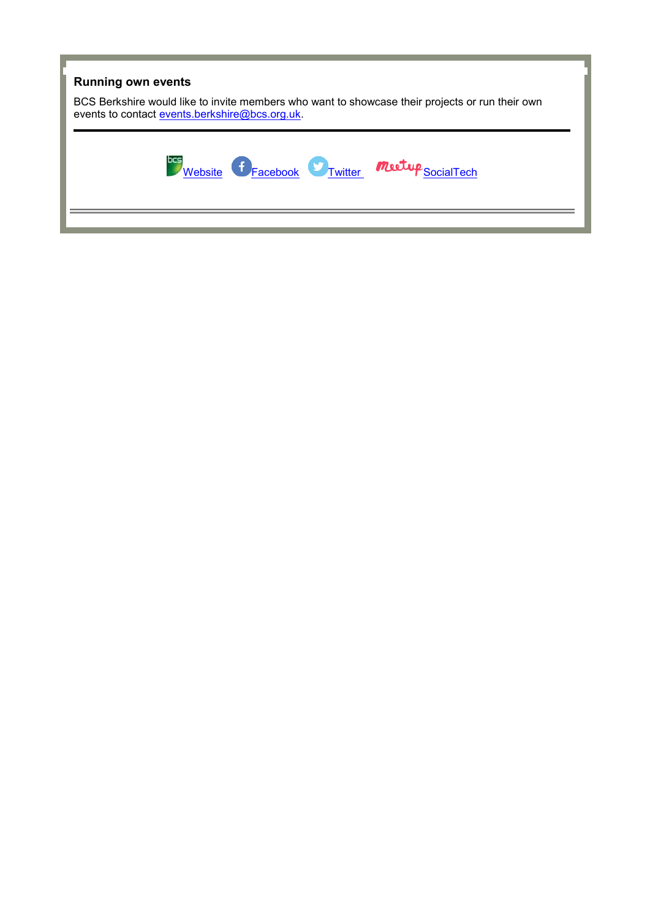### Running own events

BCS Berkshire would like to invite members who want to showcase their projects or run their own events to contact events.berkshire@bcs.org.uk.

---

Website Facebook Twitter SocialTech

---